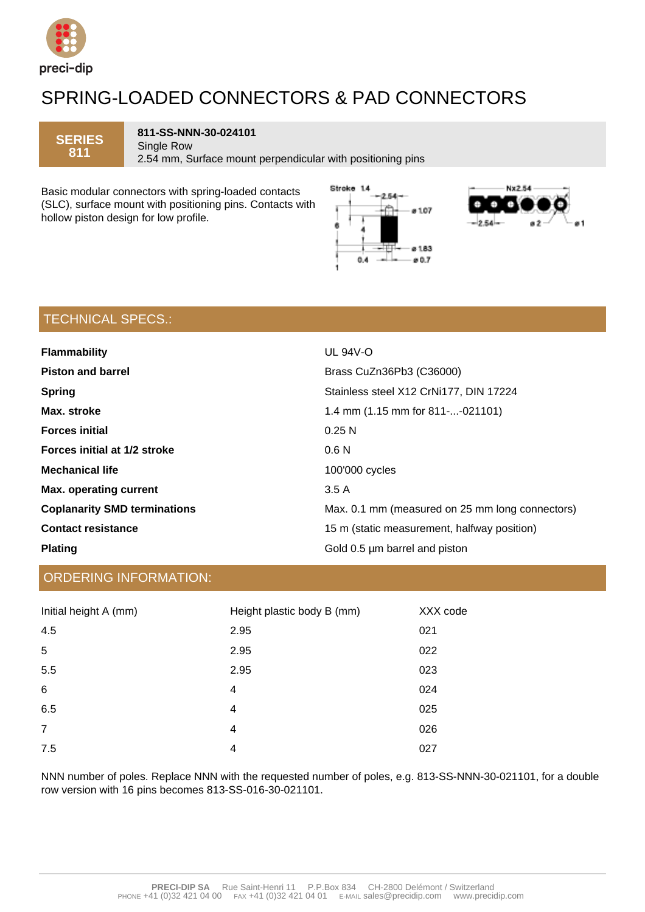preci-dip

# SPRING-LOADED CONNECTORS & PAD CONNECTORS

**SERIES 811**

**811-SS-NNN-30-024101**
Single Row
2.54 mm, Surface mount perpendicular with positioning pins

Basic modular connectors with spring-loaded contacts (SLC), surface mount with positioning pins. Contacts with hollow piston design for low profile.

## TECHNICAL SPECS.:

| | |
|---|---|
| **Flammability** | UL 94V-O |
| **Piston and barrel** | Brass CuZn36Pb3 (C36000) |
| **Spring** | Stainless steel X12 CrNi177, DIN 17224 |
| **Max. stroke** | 1.4 mm (1.15 mm for 811-...-021101) |
| **Forces initial** | 0.25 N |
| **Forces initial at 1/2 stroke** | 0.6 N |
| **Mechanical life** | 100'000 cycles |
| **Max. operating current** | 3.5 A |
| **Coplanarity SMD terminations** | Max. 0.1 mm (measured on 25 mm long connectors) |
| **Contact resistance** | 15 m (static measurement, halfway position) |
| **Plating** | Gold 0.5 µm barrel and piston |

## ORDERING INFORMATION:

| Initial height A (mm) | Height plastic body B (mm) | XXX code |
|---|---|---|
| 4.5 | 2.95 | 021 |
| 5 | 2.95 | 022 |
| 5.5 | 2.95 | 023 |
| 6 | 4 | 024 |
| 6.5 | 4 | 025 |
| 7 | 4 | 026 |
| 7.5 | 4 | 027 |

NNN number of poles. Replace NNN with the requested number of poles, e.g. 813-SS-NNN-30-021101, for a double row version with 16 pins becomes 813-SS-016-30-021101.

**PRECI-DIP SA** Rue Saint-Henri 11 P.P.Box 834 CH-2800 Delémont / Switzerland
PHONE +41 (0)32 421 04 00 FAX +41 (0)32 421 04 01 E-MAIL sales@precidip.com www.precidip.com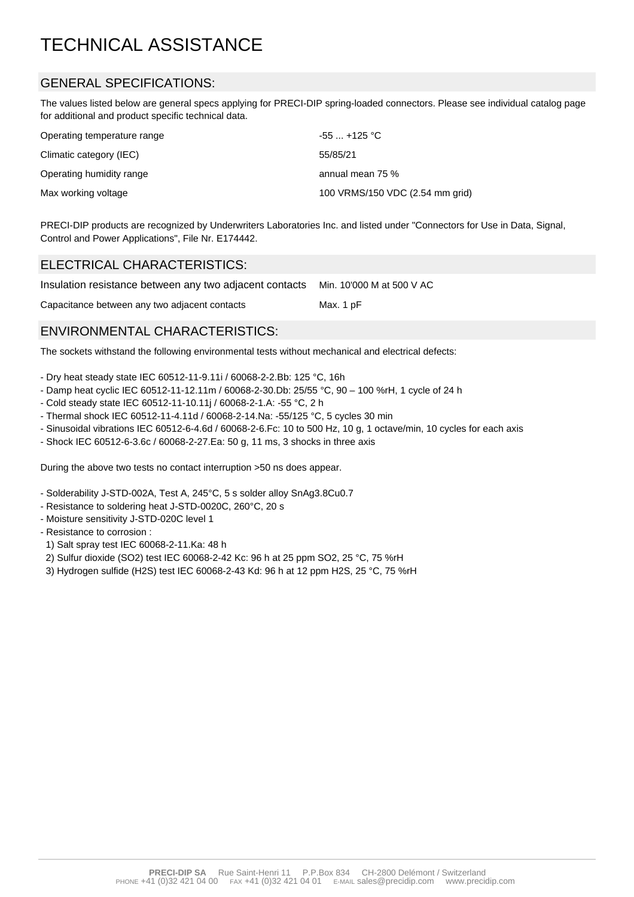# TECHNICAL ASSISTANCE

## GENERAL SPECIFICATIONS:

The values listed below are general specs applying for PRECI-DIP spring-loaded connectors. Please see individual catalog page for additional and product specific technical data.

| | |
|---|---|
| Operating temperature range | -55 ... +125 °C |
| Climatic category (IEC) | 55/85/21 |
| Operating humidity range | annual mean 75 % |
| Max working voltage | 100 VRMS/150 VDC (2.54 mm grid) |

PRECI-DIP products are recognized by Underwriters Laboratories Inc. and listed under "Connectors for Use in Data, Signal, Control and Power Applications", File Nr. E174442.

## ELECTRICAL CHARACTERISTICS:

| | |
|---|---|
| Insulation resistance between any two adjacent contacts | Min. 10'000 M at 500 V AC |
| Capacitance between any two adjacent contacts | Max. 1 pF |

## ENVIRONMENTAL CHARACTERISTICS:

The sockets withstand the following environmental tests without mechanical and electrical defects:

- Dry heat steady state IEC 60512-11-9.11i / 60068-2-2.Bb: 125 °C, 16h
- Damp heat cyclic IEC 60512-11-12.11m / 60068-2-30.Db: 25/55 °C, 90 – 100 %rH, 1 cycle of 24 h
- Cold steady state IEC 60512-11-10.11j / 60068-2-1.A: -55 °C, 2 h
- Thermal shock IEC 60512-11-4.11d / 60068-2-14.Na: -55/125 °C, 5 cycles 30 min
- Sinusoidal vibrations IEC 60512-6-4.6d / 60068-2-6.Fc: 10 to 500 Hz, 10 g, 1 octave/min, 10 cycles for each axis
- Shock IEC 60512-6-3.6c / 60068-2-27.Ea: 50 g, 11 ms, 3 shocks in three axis

During the above two tests no contact interruption >50 ns does appear.

- Solderability J-STD-002A, Test A, 245°C, 5 s solder alloy SnAg3.8Cu0.7
- Resistance to soldering heat J-STD-0020C, 260°C, 20 s
- Moisture sensitivity J-STD-020C level 1
- Resistance to corrosion :
  1) Salt spray test IEC 60068-2-11.Ka: 48 h
  2) Sulfur dioxide ($SO_2$) test IEC 60068-2-42 Kc: 96 h at 25 ppm $SO_2$, 25 °C, 75 %rH
  3) Hydrogen sulfide ($H_2S$) test IEC 60068-2-43 Kd: 96 h at 12 ppm $H_2S$, 25 °C, 75 %rH

**PRECI-DIP SA** Rue Saint-Henri 11 P.P.Box 834 CH-2800 Delémont / Switzerland
PHONE +41 (0)32 421 04 00 FAX +41 (0)32 421 04 01 E-MAIL sales@precidip.com www.precidip.com